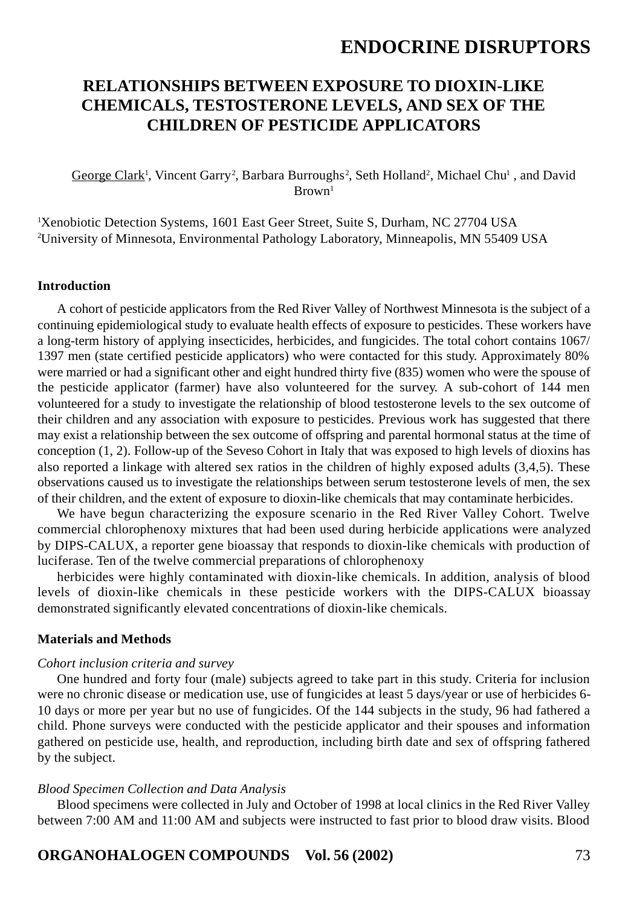# ENDOCRINE DISRUPTORS

## RELATIONSHIPS BETWEEN EXPOSURE TO DIOXIN-LIKE CHEMICALS, TESTOSTERONE LEVELS, AND SEX OF THE CHILDREN OF PESTICIDE APPLICATORS

George Clark[1], Vincent Garry[2], Barbara Burroughs[2], Seth Holland[2], Michael Chu[1], and David Brown[1]

[1]Xenobiotic Detection Systems, 1601 East Geer Street, Suite S, Durham, NC 27704 USA
[2]University of Minnesota, Environmental Pathology Laboratory, Minneapolis, MN 55409 USA

### Introduction

A cohort of pesticide applicators from the Red River Valley of Northwest Minnesota is the subject of a continuing epidemiological study to evaluate health effects of exposure to pesticides. These workers have a long-term history of applying insecticides, herbicides, and fungicides. The total cohort contains 1067/ 1397 men (state certified pesticide applicators) who were contacted for this study. Approximately 80% were married or had a significant other and eight hundred thirty five (835) women who were the spouse of the pesticide applicator (farmer) have also volunteered for the survey. A sub-cohort of 144 men volunteered for a study to investigate the relationship of blood testosterone levels to the sex outcome of their children and any association with exposure to pesticides. Previous work has suggested that there may exist a relationship between the sex outcome of offspring and parental hormonal status at the time of conception (1, 2). Follow-up of the Seveso Cohort in Italy that was exposed to high levels of dioxins has also reported a linkage with altered sex ratios in the children of highly exposed adults (3,4,5). These observations caused us to investigate the relationships between serum testosterone levels of men, the sex of their children, and the extent of exposure to dioxin-like chemicals that may contaminate herbicides.

We have begun characterizing the exposure scenario in the Red River Valley Cohort. Twelve commercial chlorophenoxy mixtures that had been used during herbicide applications were analyzed by DIPS-CALUX, a reporter gene bioassay that responds to dioxin-like chemicals with production of luciferase. Ten of the twelve commercial preparations of chlorophenoxy

herbicides were highly contaminated with dioxin-like chemicals. In addition, analysis of blood levels of dioxin-like chemicals in these pesticide workers with the DIPS-CALUX bioassay demonstrated significantly elevated concentrations of dioxin-like chemicals.

### Materials and Methods

*Cohort inclusion criteria and survey*

One hundred and forty four (male) subjects agreed to take part in this study. Criteria for inclusion were no chronic disease or medication use, use of fungicides at least 5 days/year or use of herbicides 6-10 days or more per year but no use of fungicides. Of the 144 subjects in the study, 96 had fathered a child. Phone surveys were conducted with the pesticide applicator and their spouses and information gathered on pesticide use, health, and reproduction, including birth date and sex of offspring fathered by the subject.

*Blood Specimen Collection and Data Analysis*

Blood specimens were collected in July and October of 1998 at local clinics in the Red River Valley between 7:00 AM and 11:00 AM and subjects were instructed to fast prior to blood draw visits. Blood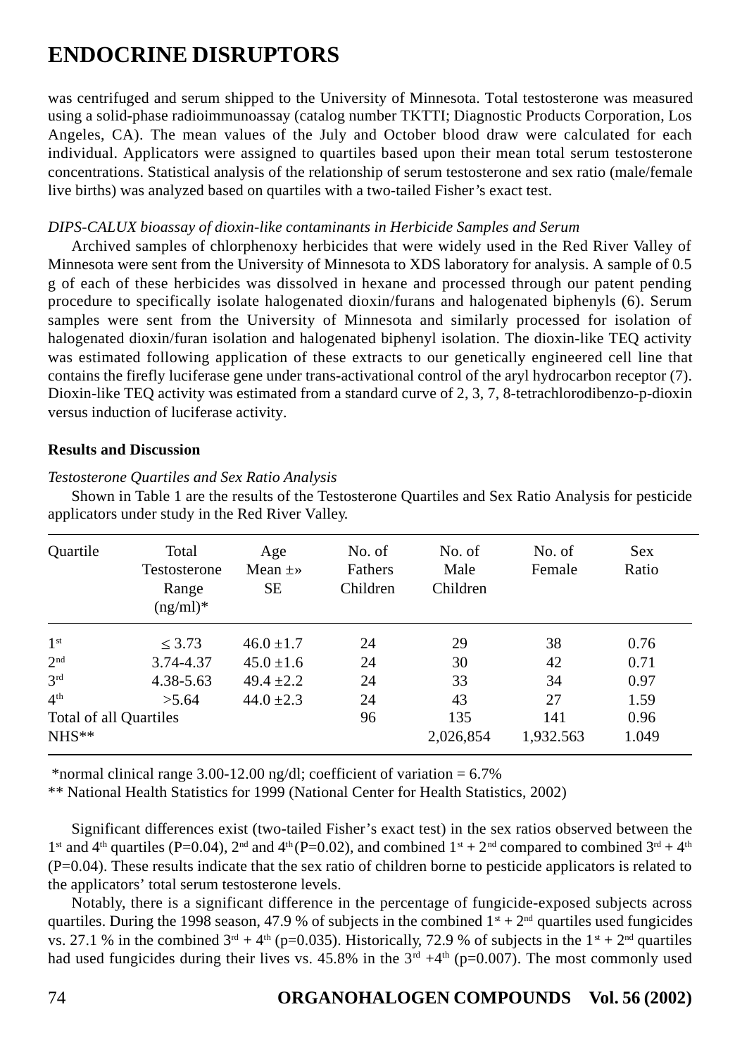was centrifuged and serum shipped to the University of Minnesota. Total testosterone was measured using a solid-phase radioimmunoassay (catalog number TKTTI; Diagnostic Products Corporation, Los Angeles, CA). The mean values of the July and October blood draw were calculated for each individual. Applicators were assigned to quartiles based upon their mean total serum testosterone concentrations. Statistical analysis of the relationship of serum testosterone and sex ratio (male/female live births) was analyzed based on quartiles with a two-tailed Fisher's exact test.

*DIPS-CALUX bioassay of dioxin-like contaminants in Herbicide Samples and Serum*

Archived samples of chlorphenoxy herbicides that were widely used in the Red River Valley of Minnesota were sent from the University of Minnesota to XDS laboratory for analysis. A sample of 0.5 g of each of these herbicides was dissolved in hexane and processed through our patent pending procedure to specifically isolate halogenated dioxin/furans and halogenated biphenyls (6). Serum samples were sent from the University of Minnesota and similarly processed for isolation of halogenated dioxin/furan isolation and halogenated biphenyl isolation. The dioxin-like TEQ activity was estimated following application of these extracts to our genetically engineered cell line that contains the firefly luciferase gene under trans-activational control of the aryl hydrocarbon receptor (7). Dioxin-like TEQ activity was estimated from a standard curve of 2, 3, 7, 8-tetrachlorodibenzo-p-dioxin versus induction of luciferase activity.

**Results and Discussion**

*Testosterone Quartiles and Sex Ratio Analysis*

Shown in Table 1 are the results of the Testosterone Quartiles and Sex Ratio Analysis for pesticide applicators under study in the Red River Valley.

| Quartile | Total Testosterone Range (ng/ml)* | Age Mean ±» SE | No. of Fathers Children | No. of Male Children | No. of Female | Sex Ratio |
|---|---|---|---|---|---|---|
| 1st | ≤ 3.73 | 46.0 ±1.7 | 24 | 29 | 38 | 0.76 |
| 2nd | 3.74-4.37 | 45.0 ±1.6 | 24 | 30 | 42 | 0.71 |
| 3rd | 4.38-5.63 | 49.4 ±2.2 | 24 | 33 | 34 | 0.97 |
| 4th | >5.64 | 44.0 ±2.3 | 24 | 43 | 27 | 1.59 |
| Total of all Quartiles | | | 96 | 135 | 141 | 0.96 |
| NHS** | | | | 2,026,854 | 1,932.563 | 1.049 |

*normal clinical range 3.00-12.00 ng/dl; coefficient of variation = 6.7%

** National Health Statistics for 1999 (National Center for Health Statistics, 2002)

Significant differences exist (two-tailed Fisher's exact test) in the sex ratios observed between the 1st and 4th quartiles (P=0.04), 2nd and 4th (P=0.02), and combined 1st + 2nd compared to combined 3rd + 4th (P=0.04). These results indicate that the sex ratio of children borne to pesticide applicators is related to the applicators' total serum testosterone levels.

Notably, there is a significant difference in the percentage of fungicide-exposed subjects across quartiles. During the 1998 season, 47.9 % of subjects in the combined 1st + 2nd quartiles used fungicides vs. 27.1 % in the combined 3rd + 4th (p=0.035). Historically, 72.9 % of subjects in the 1st + 2nd quartiles had used fungicides during their lives vs. 45.8% in the 3rd +4th (p=0.007). The most commonly used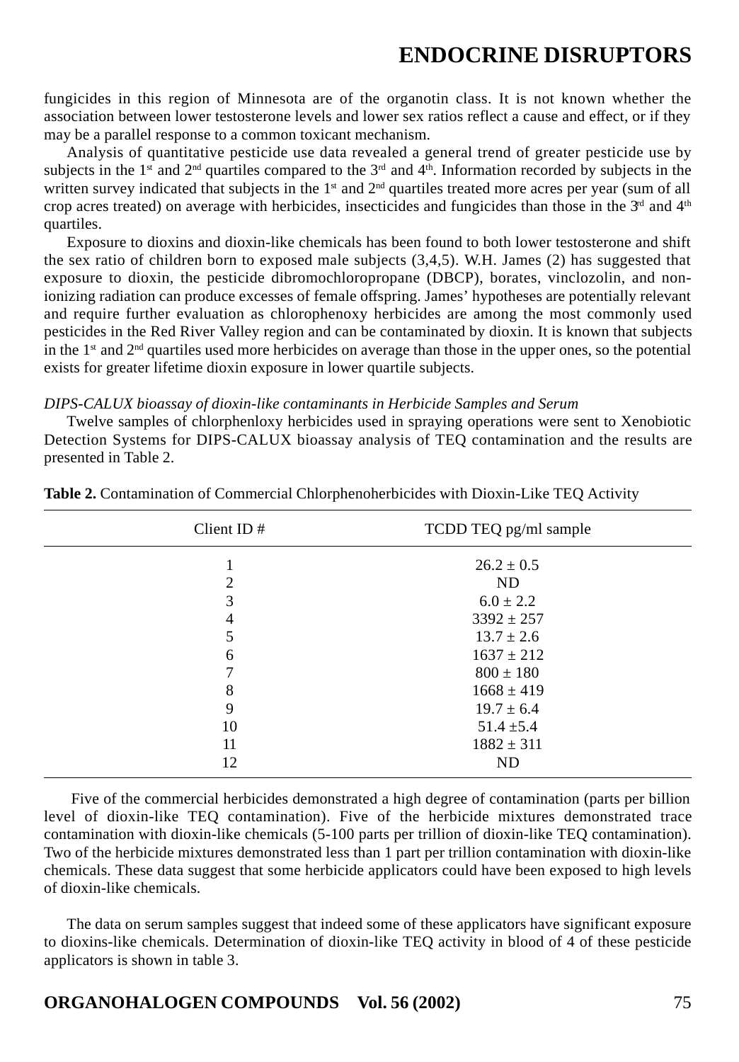fungicides in this region of Minnesota are of the organotin class. It is not known whether the association between lower testosterone levels and lower sex ratios reflect a cause and effect, or if they may be a parallel response to a common toxicant mechanism.

Analysis of quantitative pesticide use data revealed a general trend of greater pesticide use by subjects in the 1st and 2nd quartiles compared to the 3rd and 4th. Information recorded by subjects in the written survey indicated that subjects in the 1st and 2nd quartiles treated more acres per year (sum of all crop acres treated) on average with herbicides, insecticides and fungicides than those in the 3rd and 4th quartiles.

Exposure to dioxins and dioxin-like chemicals has been found to both lower testosterone and shift the sex ratio of children born to exposed male subjects (3,4,5). W.H. James (2) has suggested that exposure to dioxin, the pesticide dibromochloropropane (DBCP), borates, vinclozolin, and non-ionizing radiation can produce excesses of female offspring. James' hypotheses are potentially relevant and require further evaluation as chlorophenoxy herbicides are among the most commonly used pesticides in the Red River Valley region and can be contaminated by dioxin. It is known that subjects in the 1st and 2nd quartiles used more herbicides on average than those in the upper ones, so the potential exists for greater lifetime dioxin exposure in lower quartile subjects.

*DIPS-CALUX bioassay of dioxin-like contaminants in Herbicide Samples and Serum*

Twelve samples of chlorphenloxy herbicides used in spraying operations were sent to Xenobiotic Detection Systems for DIPS-CALUX bioassay analysis of TEQ contamination and the results are presented in Table 2.

**Table 2.** Contamination of Commercial Chlorphenoherbicides with Dioxin-Like TEQ Activity

| Client ID # | TCDD TEQ pg/ml sample |
|---|---|
| 1 | 26.2 ± 0.5 |
| 2 | ND |
| 3 | 6.0 ± 2.2 |
| 4 | 3392 ± 257 |
| 5 | 13.7 ± 2.6 |
| 6 | 1637 ± 212 |
| 7 | 800 ± 180 |
| 8 | 1668 ± 419 |
| 9 | 19.7 ± 6.4 |
| 10 | 51.4 ±5.4 |
| 11 | 1882 ± 311 |
| 12 | ND |

Five of the commercial herbicides demonstrated a high degree of contamination (parts per billion level of dioxin-like TEQ contamination). Five of the herbicide mixtures demonstrated trace contamination with dioxin-like chemicals (5-100 parts per trillion of dioxin-like TEQ contamination). Two of the herbicide mixtures demonstrated less than 1 part per trillion contamination with dioxin-like chemicals. These data suggest that some herbicide applicators could have been exposed to high levels of dioxin-like chemicals.

The data on serum samples suggest that indeed some of these applicators have significant exposure to dioxins-like chemicals. Determination of dioxin-like TEQ activity in blood of 4 of these pesticide applicators is shown in table 3.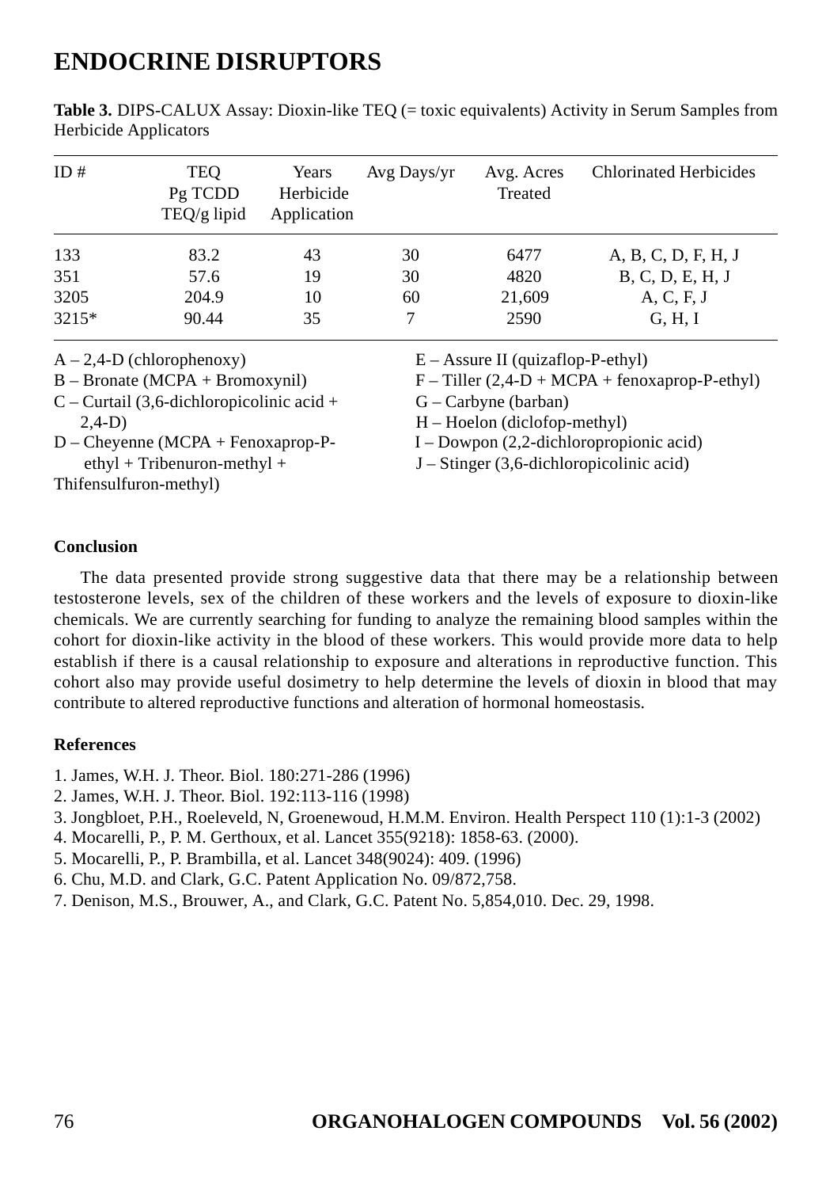# ENDOCRINE DISRUPTORS

**Table 3.** DIPS-CALUX Assay: Dioxin-like TEQ (= toxic equivalents) Activity in Serum Samples from Herbicide Applicators

| ID # | TEQ Pg TCDD TEQ/g lipid | Years Herbicide Application | Avg Days/yr | Avg. Acres Treated | Chlorinated Herbicides |
|---|---|---|---|---|---|
| 133 | 83.2 | 43 | 30 | 6477 | A, B, C, D, F, H, J |
| 351 | 57.6 | 19 | 30 | 4820 | B, C, D, E, H, J |
| 3205 | 204.9 | 10 | 60 | 21,609 | A, C, F, J |
| 3215* | 90.44 | 35 | 7 | 2590 | G, H, I |

A – 2,4-D (chlorophenoxy)
B – Bronate (MCPA + Bromoxynil)
C – Curtail (3,6-dichloropicolinic acid + 2,4-D)
D – Cheyenne (MCPA + Fenoxaprop-P-ethyl + Tribenuron-methyl + Thifensulfuron-methyl)
E – Assure II (quizaflop-P-ethyl)
F – Tiller (2,4-D + MCPA + fenoxaprop-P-ethyl)
G – Carbyne (barban)
H – Hoelon (diclofop-methyl)
I – Dowpon (2,2-dichloropropionic acid)
J – Stinger (3,6-dichloropicolinic acid)

**Conclusion**

The data presented provide strong suggestive data that there may be a relationship between testosterone levels, sex of the children of these workers and the levels of exposure to dioxin-like chemicals. We are currently searching for funding to analyze the remaining blood samples within the cohort for dioxin-like activity in the blood of these workers. This would provide more data to help establish if there is a causal relationship to exposure and alterations in reproductive function. This cohort also may provide useful dosimetry to help determine the levels of dioxin in blood that may contribute to altered reproductive functions and alteration of hormonal homeostasis.

**References**

1. James, W.H. J. Theor. Biol. 180:271-286 (1996)
2. James, W.H. J. Theor. Biol. 192:113-116 (1998)
3. Jongbloet, P.H., Roeleveld, N, Groenewoud, H.M.M. Environ. Health Perspect 110 (1):1-3 (2002)
4. Mocarelli, P., P. M. Gerthoux, et al. Lancet 355(9218): 1858-63. (2000).
5. Mocarelli, P., P. Brambilla, et al. Lancet 348(9024): 409. (1996)
6. Chu, M.D. and Clark, G.C. Patent Application No. 09/872,758.
7. Denison, M.S., Brouwer, A., and Clark, G.C. Patent No. 5,854,010. Dec. 29, 1998.